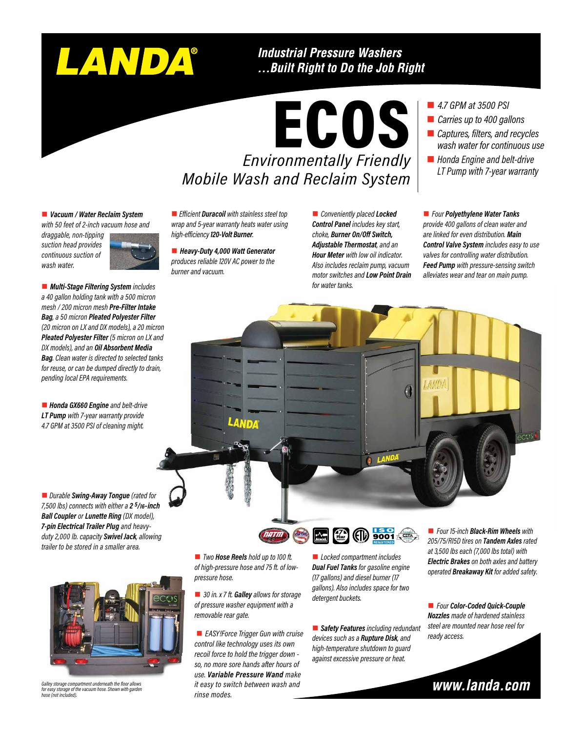# LANDA®

## Industrial Pressure Washers ...Built Right to Do the Job Right

# ECOS

## Environmentally Friendly Mobile Wash and Reclaim System

- *4.7 GPM at 3500 PSI*
- *Carries up to 400 gallons*
- *Captures, filters, and recycles wash water for continuous use*
- *Honda Engine and belt-drive LT Pump with 7-year warranty*

- ***Vacuum / Water Reclaim System*** *with 50 feet of 2-inch vacuum hose and draggable, non-tipping suction head provides continuous suction of wash water.*

- ***Multi-Stage Filtering System*** *includes a 40 gallon holding tank with a 500 micron mesh / 200 micron mesh **Pre-Filter Intake Bag**, a 50 micron **Pleated Polyester Filter** (20 micron on LX and DX models), a 20 micron **Pleated Polyester Filter** (5 micron on LX and DX models), and an **Oil Absorbent Media Bag**. Clean water is directed to selected tanks for reuse, or can be dumped directly to drain, pending local EPA requirements.*

- ***Honda GX660 Engine*** *and belt-drive **LT Pump** with 7-year warranty provide 4.7 GPM at 3500 PSI of cleaning might.*

- *Efficient **Duracoil** with stainless steel top wrap and 5-year warranty heats water using high-efficiency **120-Volt Burner**.*

- ***Heavy-Duty 4,000 Watt Generator*** *produces reliable 120V AC power to the burner and vacuum.*

- *Conveniently placed **Locked Control Panel** includes key start, choke, **Burner On/Off Switch, Adjustable Thermostat**, and an **Hour Meter** with low oil indicator. Also includes reclaim pump, vacuum motor switches and **Low Point Drain** for water tanks.*

- *Four **Polyethylene Water Tanks** provide 400 gallons of clean water and are linked for even distribution. **Main Control Valve System** includes easy to use valves for controlling water distribution. **Feed Pump** with pressure-sensing switch alleviates wear and tear on main pump.*

- *Durable **Swing-Away Tongue** (rated for 7,500 lbs) connects with either a **2 5/16-inch Ball Coupler** or **Lunette Ring** (DX model), **7-pin Electrical Trailer Plug** and heavy-duty 2,000 lb. capacity **Swivel Jack**, allowing trailer to be stored in a smaller area.*

*Galley storage compartment underneath the floor allows for easy storage of the vacuum hose. Shown with garden hose (not included).*

- *Two **Hose Reels** hold up to 100 ft. of high-pressure hose and 75 ft. of low-pressure hose.*

- *30 in. x 7 ft. **Galley** allows for storage of pressure washer equipment with a removable rear gate.*

- *EASY!Force Trigger Gun with cruise control like technology uses its own recoil force to hold the trigger down - so, no more sore hands after hours of use. **Variable Pressure Wand** make it easy to switch between wash and rinse modes.*

- *Locked compartment includes **Dual Fuel Tanks** for gasoline engine (17 gallons) and diesel burner (17 gallons). Also includes space for two detergent buckets.*

- ***Safety Features*** *including redundant devices such as a **Rupture Disk**, and high-temperature shutdown to guard against excessive pressure or heat.*

- *Four 15-inch **Black-Rim Wheels** with 205/75/R15D tires on **Tandem Axles** rated at 3,500 lbs each (7,000 lbs total) with **Electric Brakes** on both axles and battery operated **Breakaway Kit** for added safety.*

- *Four **Color-Coded Quick-Couple Nozzles** made of hardened stainless steel are mounted near hose reel for ready access.*

**www.landa.com**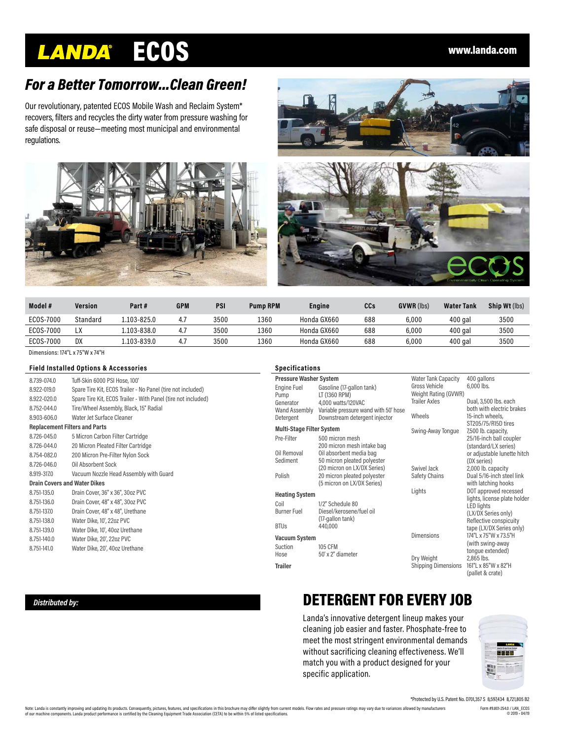# LANDA® ECOS

www.landa.com

## *For a Better Tomorrow...Clean Green!*

Our revolutionary, patented ECOS Mobile Wash and Reclaim System* recovers, filters and recycles the dirty water from pressure washing for safe disposal or reuse—meeting most municipal and environmental regulations.

| Model # | Version | Part # | GPM | PSI | Pump RPM | Engine | CCs | GVWR (lbs) | Water Tank | Ship Wt (lbs) |
|---|---|---|---|---|---|---|---|---|---|---|
| ECOS-7000 | Standard | 1.103-825.0 | 4.7 | 3500 | 1360 | Honda GX660 | 688 | 6,000 | 400 gal | 3500 |
| ECOS-7000 | LX | 1.103-838.0 | 4.7 | 3500 | 1360 | Honda GX660 | 688 | 6,000 | 400 gal | 3500 |
| ECOS-7000 | DX | 1.103-839.0 | 4.7 | 3500 | 1360 | Honda GX660 | 688 | 6,000 | 400 gal | 3500 |

Dimensions: 174"L x 75"W x 74"H

### Field Installed Options & Accessories

| | |
|---|---|
| 8.739-074.0 | Tuff-Skin 6000 PSI Hose, 100' |
| 8.922-019.0 | Spare Tire Kit, ECOS Trailer - No Panel (tire not included) |
| 8.922-020.0 | Spare Tire Kit, ECOS Trailer - With Panel (tire not included) |
| 8.752-044.0 | Tire/Wheel Assembly, Black, 15" Radial |
| 8.903-606.0 | Water Jet Surface Cleaner |
| **Replacement Filters and Parts** | |
| 8.726-045.0 | 5 Micron Carbon Filter Cartridge |
| 8.726-044.0 | 20 Micron Pleated Filter Cartridge |
| 8.754-082.0 | 200 Micron Pre-Filter Nylon Sock |
| 8.726-046.0 | Oil Absorbent Sock |
| 8.919-317.0 | Vacuum Nozzle Head Assembly with Guard |
| **Drain Covers and Water Dikes** | |
| 8.751-135.0 | Drain Cover, 36" x 36", 30oz PVC |
| 8.751-136.0 | Drain Cover, 48" x 48", 30oz PVC |
| 8.751-137.0 | Drain Cover, 48" x 48", Urethane |
| 8.751-138.0 | Water Dike, 10', 22oz PVC |
| 8.751-139.0 | Water Dike, 10', 40oz Urethane |
| 8.751-140.0 | Water Dike, 20', 22oz PVC |
| 8.751-141.0 | Water Dike, 20', 40oz Urethane |

### Specifications

**Pressure Washer System**

| | |
|---|---|
| Engine Fuel | Gasoline (17-gallon tank) |
| Pump | LT (1360 RPM) |
| Generator | 4,000 watts/120VAC |
| Wand Assembly | Variable pressure wand with 50' hose |
| Detergent | Downstream detergent injector |

**Multi-Stage Filter System**

| | |
|---|---|
| Pre-Filter | 500 micron mesh<br>200 micron mesh intake bag |
| Oil Removal | Oil absorbent media bag |
| Sediment | 50 micron pleated polyester<br>(20 micron on LX/DX Series) |
| Polish | 20 micron pleated polyester<br>(5 micron on LX/DX Series) |

**Heating System**

| | |
|---|---|
| Coil | 1/2" Schedule 80 |
| Burner Fuel | Diesel/kerosene/fuel oil<br>(17-gallon tank) |
| BTUs | 440,000 |

**Vacuum System**

| | |
|---|---|
| Suction | 105 CFM |
| Hose | 50' x 2" diameter |

**Trailer**

| | |
|---|---|
| Water Tank Capacity | 400 gallons |
| Gross Vehicle Weight Rating (GVWR) | 6,000 lbs. |
| Trailer Axles | Dual, 3,500 lbs. each both with electric brakes |
| Wheels | 15-inch wheels, ST205/75/R15D tires |
| Swing-Away Tongue | 7,500 lb. capacity, 25/16-inch ball coupler (standard/LX series) or adjustable lunette hitch (DX series) |
| Swivel Jack | 2,000 lb. capacity |
| Safety Chains | Dual 5/16-inch steel link with latching hooks |
| Lights | DOT approved recessed lights, license plate holder LED lights (LX/DX Series only) Reflective conspicuity tape (LX/DX Series only) |
| Dimensions | 174"L x 75"W x 73.5"H (with swing-away tongue extended) |
| Dry Weight | 2,865 lbs. |
| Shipping Dimensions | 161"L x 85"W x 82"H (pallet & crate) |

*Distributed by:*

## DETERGENT FOR EVERY JOB

Landa's innovative detergent lineup makes your cleaning job easier and faster. Phosphate-free to meet the most stringent environmental demands without sacrificing cleaning effectiveness. We'll match you with a product designed for your specific application.

*Protected by U.S. Patent No. D701,357 S 8,597,434 8,721,805 B2

Note: Landa is constantly improving and updating its products. Consequently, pictures, features, and specifications in this brochure may differ slightly from current models. Flow rates and pressure ratings may vary due to variances allowed by manufacturers of our machine components. Landa product performance is certified by the Cleaning Equipment Trade Association (CETA) to be within 5% of listed specifications.

Form #9.801-254.0 / LAN_ECOS
© 2019 • 04/19